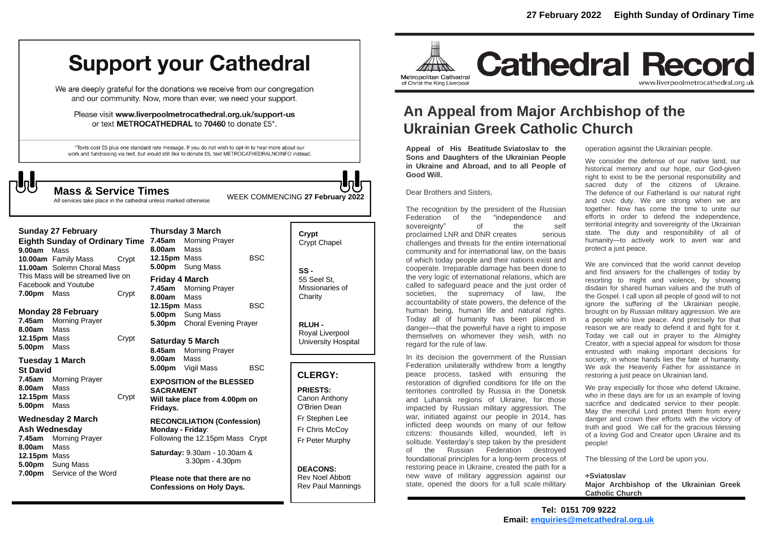27 February 2022 Eighth Sunday of Ordinary Time

# Support your Cathedral

We are deeply grateful for the donations we receive from our congregation and our community. Now, more than ever, we need your support.

Please visit **www.liverpoolmetrocathedral.org.uk/support-us** or text **METROCATHEDRAL** to **70460** to donate £5*.

*Texts cost £5 plus one standard rate message. If you do not wish to opt-in to hear more about our work and fundraising via text, but would still like to donate £5, text METROCATHEDRALNOINFO instead.

## Mass & Service Times

All services take place in the cathedral unless marked otherwise

WEEK COMMENCING **27 February 2022**

### Sunday 27 February
**Eighth Sunday of Ordinary Time**
**9.00am** Mass
**10.00am** Family Mass — Crypt
**11.00am** Solemn Choral Mass
This Mass will be streamed live on Facebook and Youtube
**7.00pm** Mass — Crypt

### Monday 28 February
**7.45am** Morning Prayer
**8.00am** Mass
**12.15pm** Mass — Crypt
**5.00pm** Mass

### Tuesday 1 March
**St David**
**7.45am** Morning Prayer
**8.00am** Mass
**12.15pm** Mass — Crypt
**5.00pm** Mass

### Wednesday 2 March
**Ash Wednesday**
**7.45am** Morning Prayer
**8.00am** Mass
**12.15pm** Mass
**5.00pm** Sung Mass
**7.00pm** Service of the Word

### Thursday 3 March
**7.45am** Morning Prayer
**8.00am** Mass
**12.15pm** Mass — BSC
**5.00pm** Sung Mass

### Friday 4 March
**7.45am** Morning Prayer
**8.00am** Mass
**12.15pm** Mass — BSC
**5.00pm** Sung Mass
**5.30pm** Choral Evening Prayer

### Saturday 5 March
**8.45am** Morning Prayer
**9.00am** Mass
**5.00pm** Vigil Mass — BSC

**EXPOSITION of the BLESSED SACRAMENT**
**Will take place from 4.00pm on Fridays.**

**RECONCILIATION (Confession)**
**Monday - Friday**: Following the 12.15pm Mass Crypt

**Saturday:** 9.30am - 10.30am & 3.30pm - 4.30pm

**Please note that there are no Confessions on Holy Days.**

**Crypt**
Crypt Chapel

**SS -**
55 Seel St, Missionaries of Charity

**RLUH -**
Royal Liverpool University Hospital

## CLERGY:

**PRIESTS:**
Canon Anthony O'Brien Dean
Fr Stephen Lee
Fr Chris McCoy
Fr Peter Murphy

**DEACONS:**
Rev Noel Abbott
Rev Paul Mannings

Metropolitan Cathedral of Christ the King Liverpool

# Cathedral Record

www.liverpoolmetrocathedral.org.uk

## An Appeal from Major Archbishop of the Ukrainian Greek Catholic Church

**Appeal of His Beatitude Sviatoslav to the Sons and Daughters of the Ukrainian People in Ukraine and Abroad, and to all People of Good Will.**

Dear Brothers and Sisters,

The recognition by the president of the Russian Federation of the "independence and sovereignty" of the self proclaimed LNR and DNR creates serious challenges and threats for the entire international community and for international law, on the basis of which today people and their nations exist and cooperate. Irreparable damage has been done to the very logic of international relations, which are called to safeguard peace and the just order of societies, the supremacy of law, the accountability of state powers, the defence of the human being, human life and natural rights. Today all of humanity has been placed in danger—that the powerful have a right to impose themselves on whomever they wish, with no regard for the rule of law.

In its decision the government of the Russian Federation unilaterally withdrew from a lengthy peace process, tasked with ensuring the restoration of dignified conditions for life on the territories controlled by Russia in the Donetsk and Luhansk regions of Ukraine, for those impacted by Russian military aggression. The war, initiated against our people in 2014, has inflicted deep wounds on many of our fellow citizens: thousands killed, wounded, left in solitude. Yesterday's step taken by the president of the Russian Federation destroyed foundational principles for a long-term process of restoring peace in Ukraine, created the path for a new wave of military aggression against our state, opened the doors for a full scale military operation against the Ukrainian people.

We consider the defense of our native land, our historical memory and our hope, our God-given right to exist to be the personal responsibility and sacred duty of the citizens of Ukraine. The defence of our Fatherland is our natural right and civic duty. We are strong when we are together. Now has come the time to unite our efforts in order to defend the independence, territorial integrity and sovereignty of the Ukrainian state. The duty and responsibility of all of humanity—to actively work to avert war and protect a just peace.

We are convinced that the world cannot develop and find answers for the challenges of today by resorting to might and violence, by showing disdain for shared human values and the truth of the Gospel. I call upon all people of good will to not ignore the suffering of the Ukrainian people, brought on by Russian military aggression. We are a people who love peace. And precisely for that reason we are ready to defend it and fight for it. Today we call out in prayer to the Almighty Creator, with a special appeal for wisdom for those entrusted with making important decisions for society, in whose hands lies the fate of humanity. We ask the Heavenly Father for assistance in restoring a just peace on Ukrainian land.

We pray especially for those who defend Ukraine, who in these days are for us an example of loving sacrifice and dedicated service to their people. May the merciful Lord protect them from every danger and crown their efforts with the victory of truth and good. We call for the gracious blessing of a loving God and Creator upon Ukraine and its people!

The blessing of the Lord be upon you.

**+Sviatoslav**
**Major Archbishop of the Ukrainian Greek Catholic Church**

**Tel: 0151 709 9222**
**Email: enquiries@metcathedral.org.uk**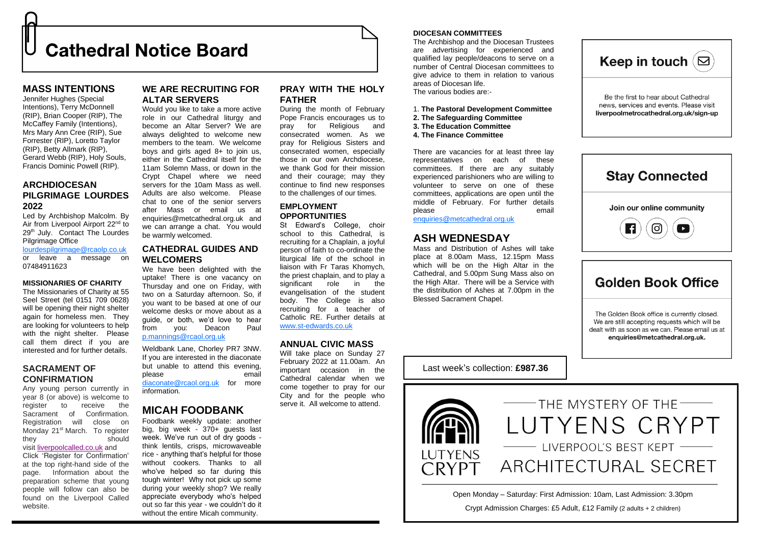# Cathedral Notice Board

## MASS INTENTIONS

Jennifer Hughes (Special Intentions), Terry McDonnell (RIP), Brian Cooper (RIP), The McCaffey Family (Intentions), Mrs Mary Ann Cree (RIP), Sue Forrester (RIP), Loretto Taylor (RIP), Betty Allmark (RIP), Gerard Webb (RIP), Holy Souls, Francis Dominic Powell (RIP).

## ARCHDIOCESAN PILGRIMAGE LOURDES 2022

Led by Archbishop Malcolm. By Air from Liverpool Airport 22nd to 29th July. Contact The Lourdes Pilgrimage Office lourdespilgrimage@rcaolp.co.uk or leave a message on 07484911623

### MISSIONARIES OF CHARITY

The Missionaries of Charity at 55 Seel Street (tel 0151 709 0628) will be opening their night shelter again for homeless men. They are looking for volunteers to help with the night shelter. Please call them direct if you are interested and for further details.

## SACRAMENT OF CONFIRMATION

Any young person currently in year 8 (or above) is welcome to register to receive the Sacrament of Confirmation. Registration will close on Monday 21st March. To register they should visit liverpoolcalled.co.uk and Click 'Register for Confirmation' at the top right-hand side of the page. Information about the preparation scheme that young people will follow can also be found on the Liverpool Called website.

## WE ARE RECRUITING FOR ALTAR SERVERS

Would you like to take a more active role in our Cathedral liturgy and become an Altar Server? We are always delighted to welcome new members to the team. We welcome boys and girls aged 8+ to join us, either in the Cathedral itself for the 11am Solemn Mass, or down in the Crypt Chapel where we need servers for the 10am Mass as well. Adults are also welcome. Please chat to one of the senior servers after Mass or email us at enquiries@metcathedral.org.uk and we can arrange a chat. You would be warmly welcomed.

## CATHEDRAL GUIDES AND WELCOMERS

We have been delighted with the uptake! There is one vacancy on Thursday and one on Friday, with two on a Saturday afternoon. So, if you want to be based at one of our welcome desks or move about as a guide, or both, we'd love to hear from you: Deacon Paul p.mannings@rcaol.org.uk

Weldbank Lane, Chorley PR7 3NW. If you are interested in the diaconate but unable to attend this evening, please email diaconate@rcaol.org.uk for more information.

## MICAH FOODBANK

Foodbank weekly update: another big, big week - 370+ guests last week. We've run out of dry goods - think lentils, crisps, microwaveable rice - anything that's helpful for those without cookers. Thanks to all who've helped so far during this tough winter! Why not pick up some during your weekly shop? We really appreciate everybody who's helped out so far this year - we couldn't do it without the entire Micah community.

## PRAY WITH THE HOLY FATHER

During the month of February Pope Francis encourages us to pray for Religious and consecrated women. As we pray for Religious Sisters and consecrated women, especially those in our own Archdiocese, we thank God for their mission and their courage; may they continue to find new responses to the challenges of our times.

### EMPLOYMENT OPPORTUNITIES

St Edward's College, choir school to this Cathedral, is recruiting for a Chaplain, a joyful person of faith to co-ordinate the liturgical life of the school in liaison with Fr Taras Khomych, the priest chaplain, and to play a significant role in the evangelisation of the student body. The College is also recruiting for a teacher of Catholic RE. Further details at www.st-edwards.co.uk

## ANNUAL CIVIC MASS

Will take place on Sunday 27 February 2022 at 11.00am. An important occasion in the Cathedral calendar when we come together to pray for our City and for the people who serve it. All welcome to attend.

### DIOCESAN COMMITTEES

The Archbishop and the Diocesan Trustees are advertising for experienced and qualified lay people/deacons to serve on a number of Central Diocesan committees to give advice to them in relation to various areas of Diocesan life.
The various bodies are:-

1. **The Pastoral Development Committee**
2. **The Safeguarding Committee**
3. **The Education Committee**
4. **The Finance Committee**

There are vacancies for at least three lay representatives on each of these committees. If there are any suitably experienced parishioners who are willing to volunteer to serve on one of these committees, applications are open until the middle of February. For further details please email enquiries@metcathedral.org.uk

## ASH WEDNESDAY

Mass and Distribution of Ashes will take place at 8.00am Mass, 12.15pm Mass which will be on the High Altar in the Cathedral, and 5.00pm Sung Mass also on the High Altar. There will be a Service with the distribution of Ashes at 7.00pm in the Blessed Sacrament Chapel.

## Keep in touch

Be the first to hear about Cathedral news, services and events. Please visit **liverpoolmetrocathedral.org.uk/sign-up**

## Stay Connected

**Join our online community**

## Golden Book Office

The Golden Book office is currently closed. We are still accepting requests which will be dealt with as soon as we can. Please email us at **enquiries@metcathedral.org.uk.**

Last week's collection: **£987.36**

LUTYENS CRYPT

THE MYSTERY OF THE LUTYENS CRYPT — LIVERPOOL'S BEST KEPT — ARCHITECTURAL SECRET

Open Monday – Saturday: First Admission: 10am, Last Admission: 3.30pm

Crypt Admission Charges: £5 Adult, £12 Family (2 adults + 2 children)